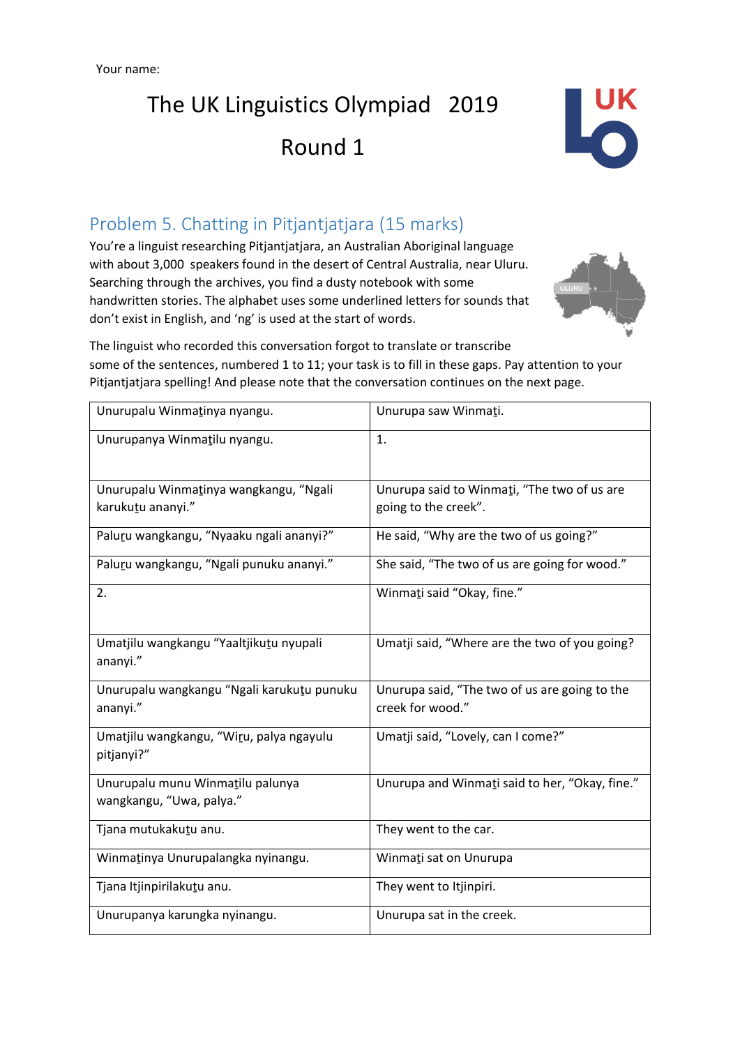Your name:

# The UK Linguistics Olympiad 2019

# Round 1

## Problem 5. Chatting in Pitjantjatjara (15 marks)

You're a linguist researching Pitjantjatjara, an Australian Aboriginal language with about 3,000 speakers found in the desert of Central Australia, near Uluru. Searching through the archives, you find a dusty notebook with some handwritten stories. The alphabet uses some underlined letters for sounds that don't exist in English, and 'ng' is used at the start of words.

The linguist who recorded this conversation forgot to translate or transcribe some of the sentences, numbered 1 to 11; your task is to fill in these gaps. Pay attention to your Pitjantjatjara spelling! And please note that the conversation continues on the next page.

| | |
|---|---|
| Unurupalu Winmaṯinya nyangu. | Unurupa saw Winmaṯi. |
| Unurupanya Winmaṯilu nyangu. | 1. |
| Unurupalu Winmaṯinya wangkangu, "Ngali karukuṯu ananyi." | Unurupa said to Winmaṯi, "The two of us are going to the creek". |
| Paluṟu wangkangu, "Nyaaku ngali ananyi?" | He said, "Why are the two of us going?" |
| Paluṟu wangkangu, "Ngali punuku ananyi." | She said, "The two of us are going for wood." |
| 2. | Winmaṯi said "Okay, fine." |
| Umatjilu wangkangu "Yaaltjikuṯu nyupali ananyi." | Umatji said, "Where are the two of you going? |
| Unurupalu wangkangu "Ngali karukuṯu punuku ananyi." | Unurupa said, "The two of us are going to the creek for wood." |
| Umatjilu wangkangu, "Wiṟu, palya ngayulu pitjanyi?" | Umatji said, "Lovely, can I come?" |
| Unurupalu munu Winmaṯilu palunya wangkangu, "Uwa, palya." | Unurupa and Winmaṯi said to her, "Okay, fine." |
| Tjana mutukakuṯu anu. | They went to the car. |
| Winmaṯinya Unurupalangka nyinangu. | Winmaṯi sat on Unurupa |
| Tjana Itjinpirilakuṯu anu. | They went to Itjinpiri. |
| Unurupanya karungka nyinangu. | Unurupa sat in the creek. |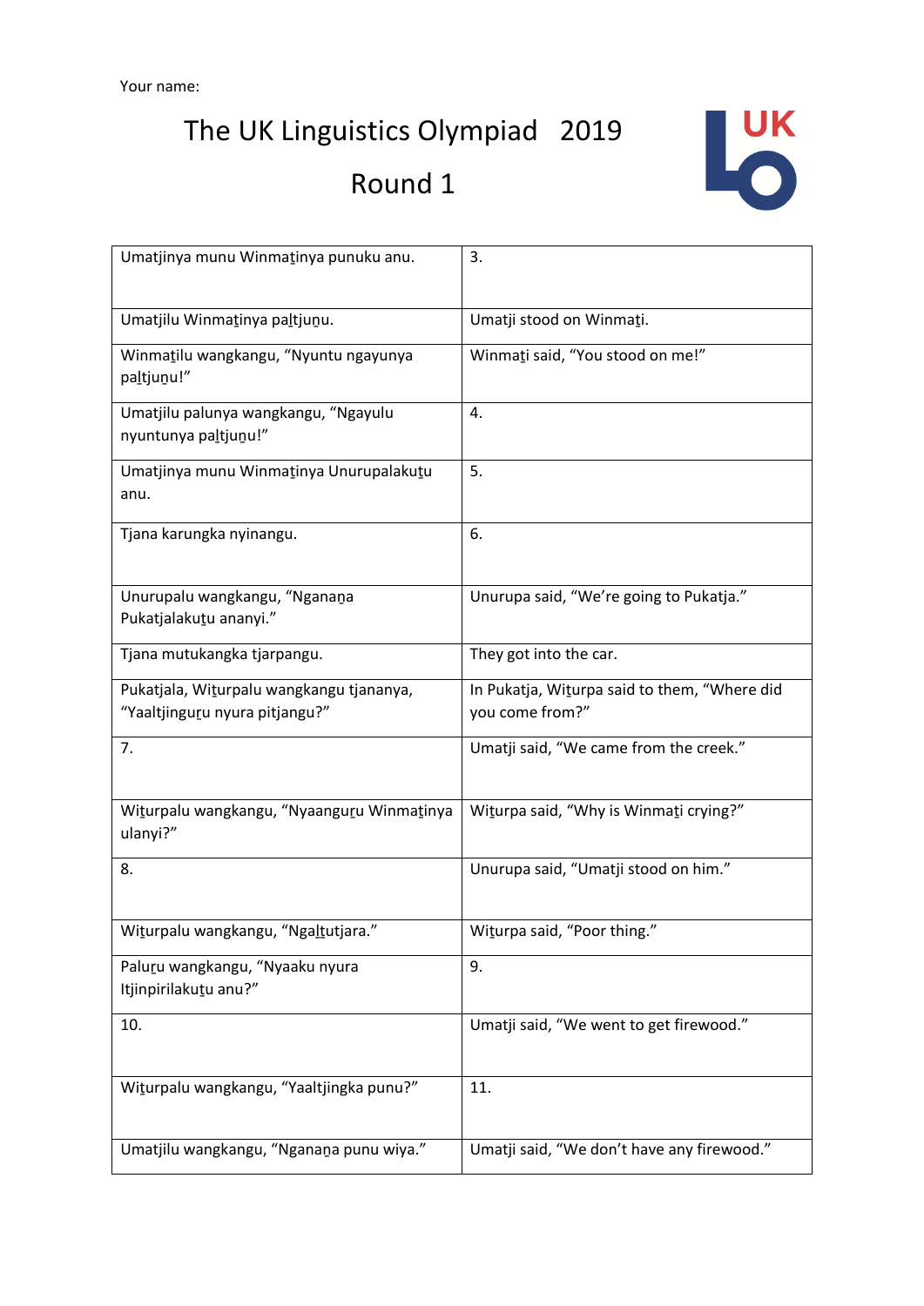Your name:

# The UK Linguistics Olympiad 2019

## Round 1

| | |
|---|---|
| Umatjinya munu Winmaṯinya punuku anu. | 3. |
| Umatjilu Winmaṯinya paḻtjuṉu. | Umatji stood on Winmaṯi. |
| Winmaṯilu wangkangu, "Nyuntu ngayunya paḻtjuṉu!" | Winmaṯi said, "You stood on me!" |
| Umatjilu palunya wangkangu, "Ngayulu nyuntunya paḻtjuṉu!" | 4. |
| Umatjinya munu Winmaṯinya Unurupalakuṯu anu. | 5. |
| Tjana karungka nyinangu. | 6. |
| Unurupalu wangkangu, "Nganaṉa Pukatjalakuṯu ananyi." | Unurupa said, "We're going to Pukatja." |
| Tjana mutukangka tjarpangu. | They got into the car. |
| Pukatjala, Wiṯurpalu wangkangu tjananya, "Yaaltjinguṟu nyura pitjangu?" | In Pukatja, Wiṯurpa said to them, "Where did you come from?" |
| 7. | Umatji said, "We came from the creek." |
| Wiṯurpalu wangkangu, "Nyaanguṟu Winmaṯinya ulanyi?" | Wiṯurpa said, "Why is Winmaṯi crying?" |
| 8. | Unurupa said, "Umatji stood on him." |
| Wiṯurpalu wangkangu, "Ngaḻtutjara." | Wiṯurpa said, "Poor thing." |
| Paluṟu wangkangu, "Nyaaku nyura Itjinpirilakuṯu anu?" | 9. |
| 10. | Umatji said, "We went to get firewood." |
| Wiṯurpalu wangkangu, "Yaaltjingka punu?" | 11. |
| Umatjilu wangkangu, "Nganaṉa punu wiya." | Umatji said, "We don't have any firewood." |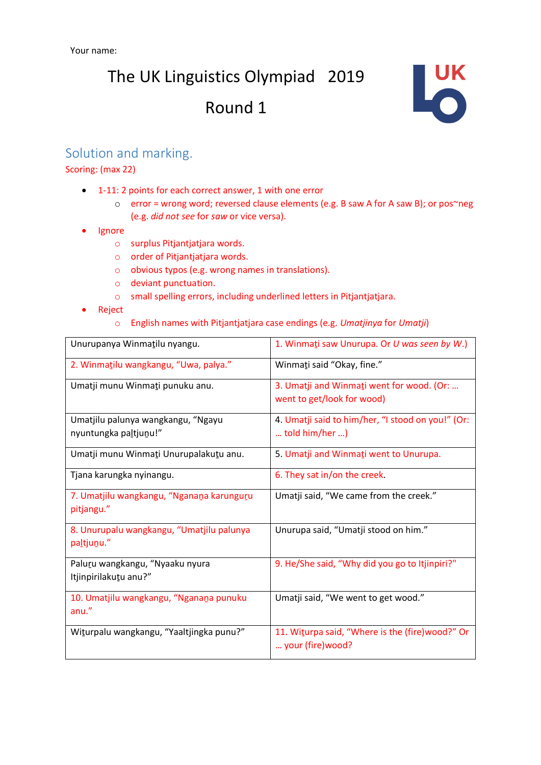Your name:

# The UK Linguistics Olympiad 2019

# Round 1

## Solution and marking.

Scoring: (max 22)

- 1-11: 2 points for each correct answer, 1 with one error
  - error = wrong word; reversed clause elements (e.g. B saw A for A saw B); or pos~neg (e.g. *did not see* for *saw* or vice versa).
- Ignore
  - surplus Pitjantjatjara words.
  - order of Pitjantjatjara words.
  - obvious typos (e.g. wrong names in translations).
  - deviant punctuation.
  - small spelling errors, including underlined letters in Pitjantjatjara.
- Reject
  - English names with Pitjantjatjara case endings (e.g. *Umatjinya* for *Umatji*)

| | |
|---|---|
| Unurupanya Winmaṯilu nyangu. | 1. Winmaṯi saw Unurupa. Or *U was seen by W.*) |
| 2. Winmaṯilu wangkangu, "Uwa, palya." | Winmaṯi said "Okay, fine." |
| Umatji munu Winmaṯi punuku anu. | 3. Umatji and Winmaṯi went for wood. (Or: … went to get/look for wood) |
| Umatjilu palunya wangkangu, "Ngayu nyuntungka paḻtjuṉu!" | 4. Umatji said to him/her, "I stood on you!" (Or: … told him/her …) |
| Umatji munu Winmaṯi Unurupalakuṯu anu. | 5. Umatji and Winmaṯi went to Unurupa. |
| Tjana karungka nyinangu. | 6. They sat in/on the creek. |
| 7. Umatjilu wangkangu, "Nganaṉa karunguṟu pitjangu." | Umatji said, "We came from the creek." |
| 8. Unurupalu wangkangu, "Umatjilu palunya paḻtjuṉu." | Unurupa said, "Umatji stood on him." |
| Paluṟu wangkangu, "Nyaaku nyura Itjinpirilakuṯu anu?" | 9. He/She said, "Why did you go to Itjinpiri?" |
| 10. Umatjilu wangkangu, "Nganaṉa punuku anu." | Umatji said, "We went to get wood." |
| Wiṯurpalu wangkangu, "Yaaltjingka punu?" | 11. Wiṯurpa said, "Where is the (fire)wood?" Or … your (fire)wood? |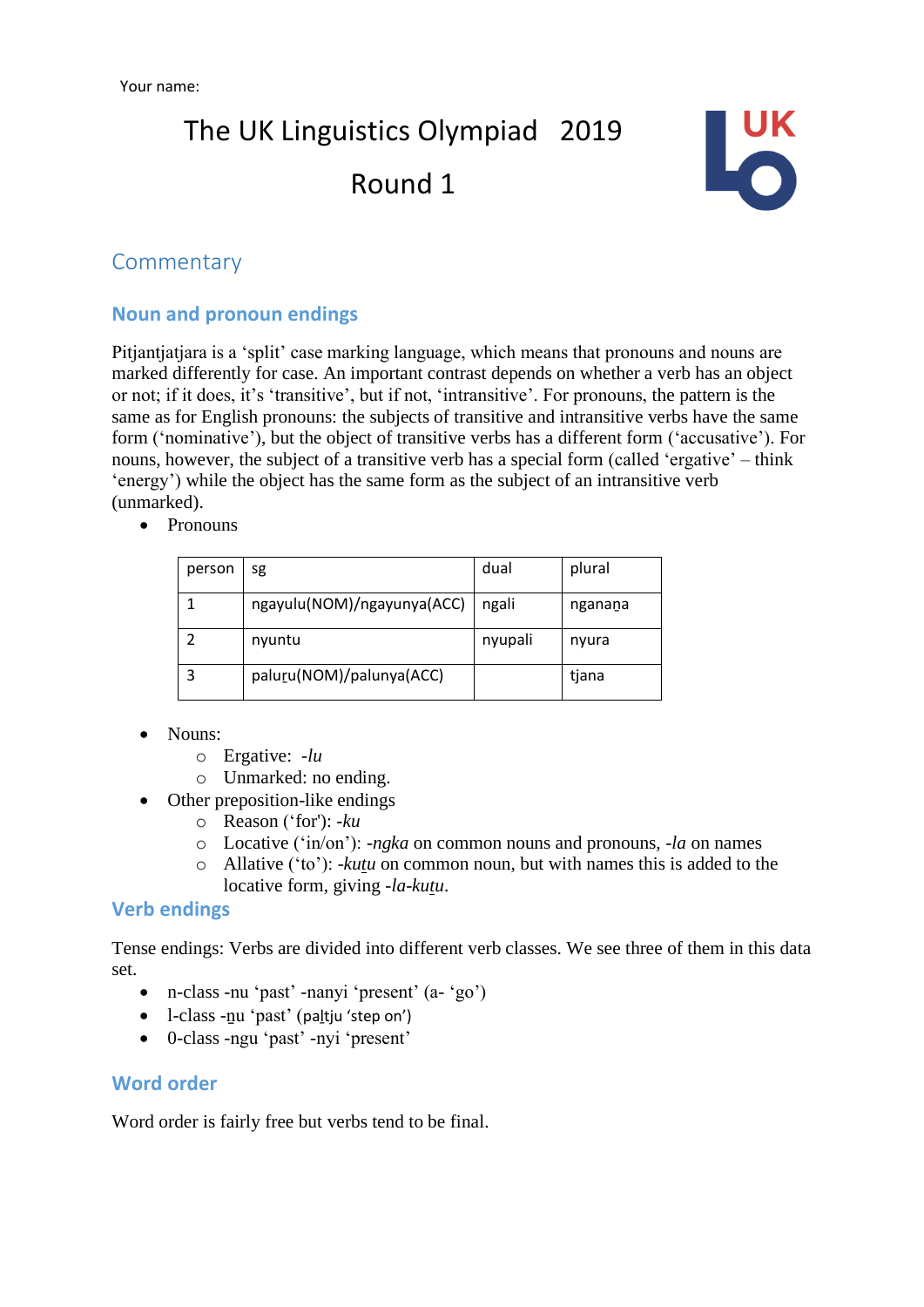Your name:

# The UK Linguistics Olympiad 2019

# Round 1

## Commentary

### Noun and pronoun endings

Pitjantjatjara is a 'split' case marking language, which means that pronouns and nouns are marked differently for case. An important contrast depends on whether a verb has an object or not; if it does, it's 'transitive', but if not, 'intransitive'. For pronouns, the pattern is the same as for English pronouns: the subjects of transitive and intransitive verbs have the same form ('nominative'), but the object of transitive verbs has a different form ('accusative'). For nouns, however, the subject of a transitive verb has a special form (called 'ergative' – think 'energy') while the object has the same form as the subject of an intransitive verb (unmarked).

- Pronouns

| person | sg | dual | plural |
|---|---|---|---|
| 1 | ngayulu(NOM)/ngayunya(ACC) | ngali | nganaṉa |
| 2 | nyuntu | nyupali | nyura |
| 3 | paluṟu(NOM)/palunya(ACC) | | tjana |

- Nouns:
  - Ergative: *-lu*
  - Unmarked: no ending.
- Other preposition-like endings
  - Reason ('for'): *-ku*
  - Locative ('in/on'): *-ngka* on common nouns and pronouns, *-la* on names
  - Allative ('to'): *-kuṯu* on common noun, but with names this is added to the locative form, giving *-la-kuṯu*.

### Verb endings

Tense endings: Verbs are divided into different verb classes. We see three of them in this data set.

- n-class -nu 'past' -nanyi 'present' (a- 'go')
- l-class -ṉu 'past' (paḻtju 'step on')
- 0-class -ngu 'past' -nyi 'present'

### Word order

Word order is fairly free but verbs tend to be final.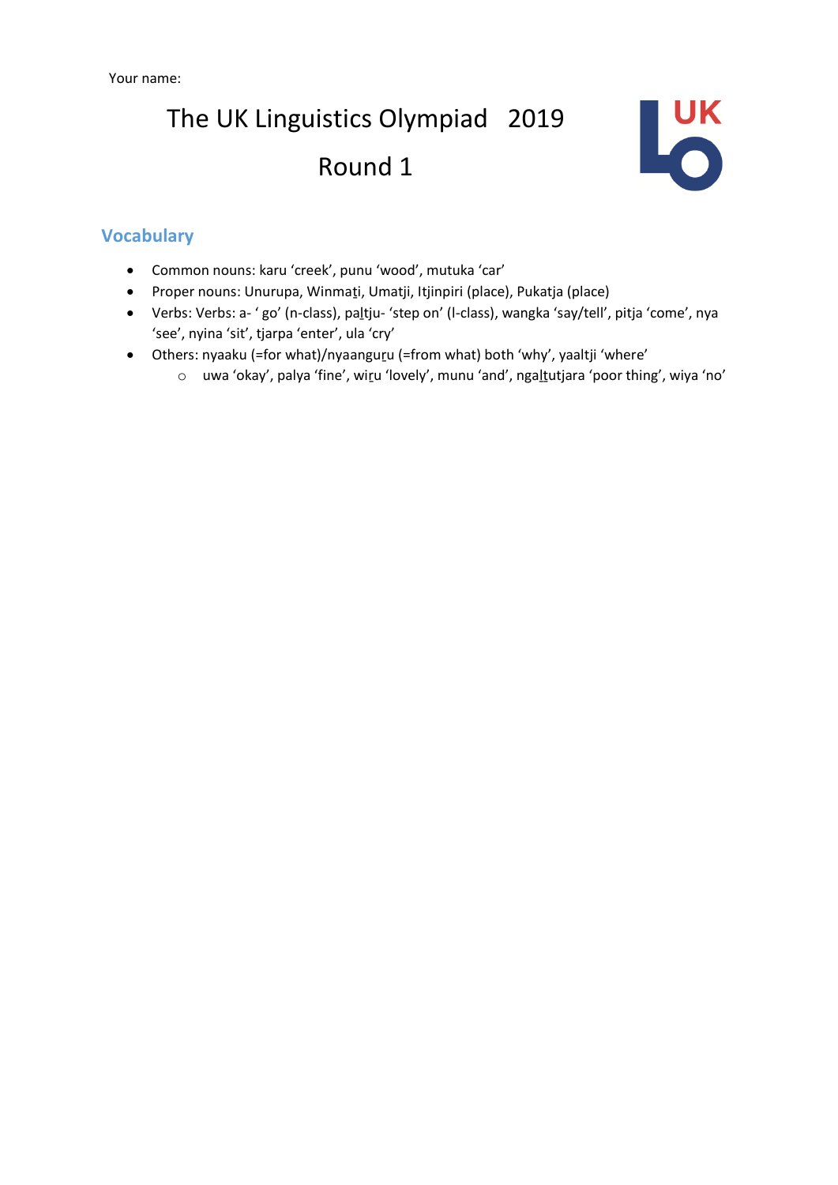Your name:

# The UK Linguistics Olympiad 2019

# Round 1

## Vocabulary

- Common nouns: karu ‘creek’, punu ‘wood’, mutuka ‘car’
- Proper nouns: Unurupa, Winmaṯi, Umatji, Itjinpiri (place), Pukatja (place)
- Verbs: Verbs: a- ‘ go’ (n-class), paḻtju- ‘step on’ (l-class), wangka ‘say/tell’, pitja ‘come’, nya ‘see’, nyina ‘sit’, tjarpa ‘enter’, ula ‘cry’
- Others: nyaaku (=for what)/nyaanguṟu (=from what) both ‘why’, yaaltji ‘where’
  - uwa ‘okay’, palya ‘fine’, wiṟu ‘lovely’, munu ‘and’, ngaḻtutjara ‘poor thing’, wiya ‘no’